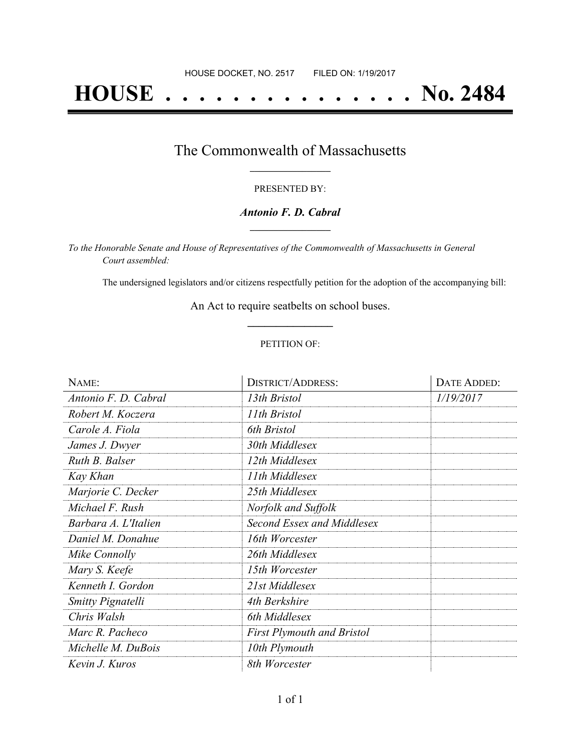HOUSE DOCKET, NO. 2517 FILED ON: 1/19/2017

# HOUSE . . . . . . . . . . . . . . . No. 2484

## The Commonwealth of Massachusetts

PRESENTED BY:

***Antonio F. D. Cabral***

*To the Honorable Senate and House of Representatives of the Commonwealth of Massachusetts in General Court assembled:*

The undersigned legislators and/or citizens respectfully petition for the adoption of the accompanying bill:

An Act to require seatbelts on school buses.

PETITION OF:

| NAME: | DISTRICT/ADDRESS: | DATE ADDED: |
|---|---|---|
| *Antonio F. D. Cabral* | *13th Bristol* | *1/19/2017* |
| *Robert M. Koczera* | *11th Bristol* | |
| *Carole A. Fiola* | *6th Bristol* | |
| *James J. Dwyer* | *30th Middlesex* | |
| *Ruth B. Balser* | *12th Middlesex* | |
| *Kay Khan* | *11th Middlesex* | |
| *Marjorie C. Decker* | *25th Middlesex* | |
| *Michael F. Rush* | *Norfolk and Suffolk* | |
| *Barbara A. L'Italien* | *Second Essex and Middlesex* | |
| *Daniel M. Donahue* | *16th Worcester* | |
| *Mike Connolly* | *26th Middlesex* | |
| *Mary S. Keefe* | *15th Worcester* | |
| *Kenneth I. Gordon* | *21st Middlesex* | |
| *Smitty Pignatelli* | *4th Berkshire* | |
| *Chris Walsh* | *6th Middlesex* | |
| *Marc R. Pacheco* | *First Plymouth and Bristol* | |
| *Michelle M. DuBois* | *10th Plymouth* | |
| *Kevin J. Kuros* | *8th Worcester* | |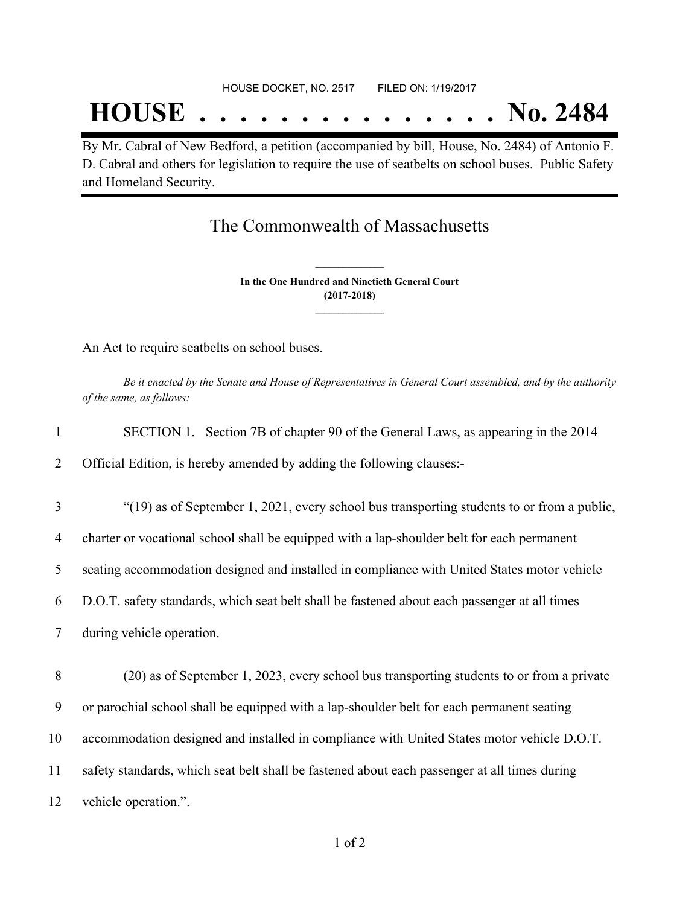HOUSE DOCKET, NO. 2517 FILED ON: 1/19/2017

# HOUSE . . . . . . . . . . . . . . . No. 2484

By Mr. Cabral of New Bedford, a petition (accompanied by bill, House, No. 2484) of Antonio F. D. Cabral and others for legislation to require the use of seatbelts on school buses. Public Safety and Homeland Security.

## The Commonwealth of Massachusetts

**In the One Hundred and Ninetieth General Court**
**(2017-2018)**

An Act to require seatbelts on school buses.

*Be it enacted by the Senate and House of Representatives in General Court assembled, and by the authority of the same, as follows:*

1 SECTION 1. Section 7B of chapter 90 of the General Laws, as appearing in the 2014
2 Official Edition, is hereby amended by adding the following clauses:-

3 "(19) as of September 1, 2021, every school bus transporting students to or from a public,
4 charter or vocational school shall be equipped with a lap-shoulder belt for each permanent
5 seating accommodation designed and installed in compliance with United States motor vehicle
6 D.O.T. safety standards, which seat belt shall be fastened about each passenger at all times
7 during vehicle operation.

8 (20) as of September 1, 2023, every school bus transporting students to or from a private
9 or parochial school shall be equipped with a lap-shoulder belt for each permanent seating
10 accommodation designed and installed in compliance with United States motor vehicle D.O.T.
11 safety standards, which seat belt shall be fastened about each passenger at all times during
12 vehicle operation.".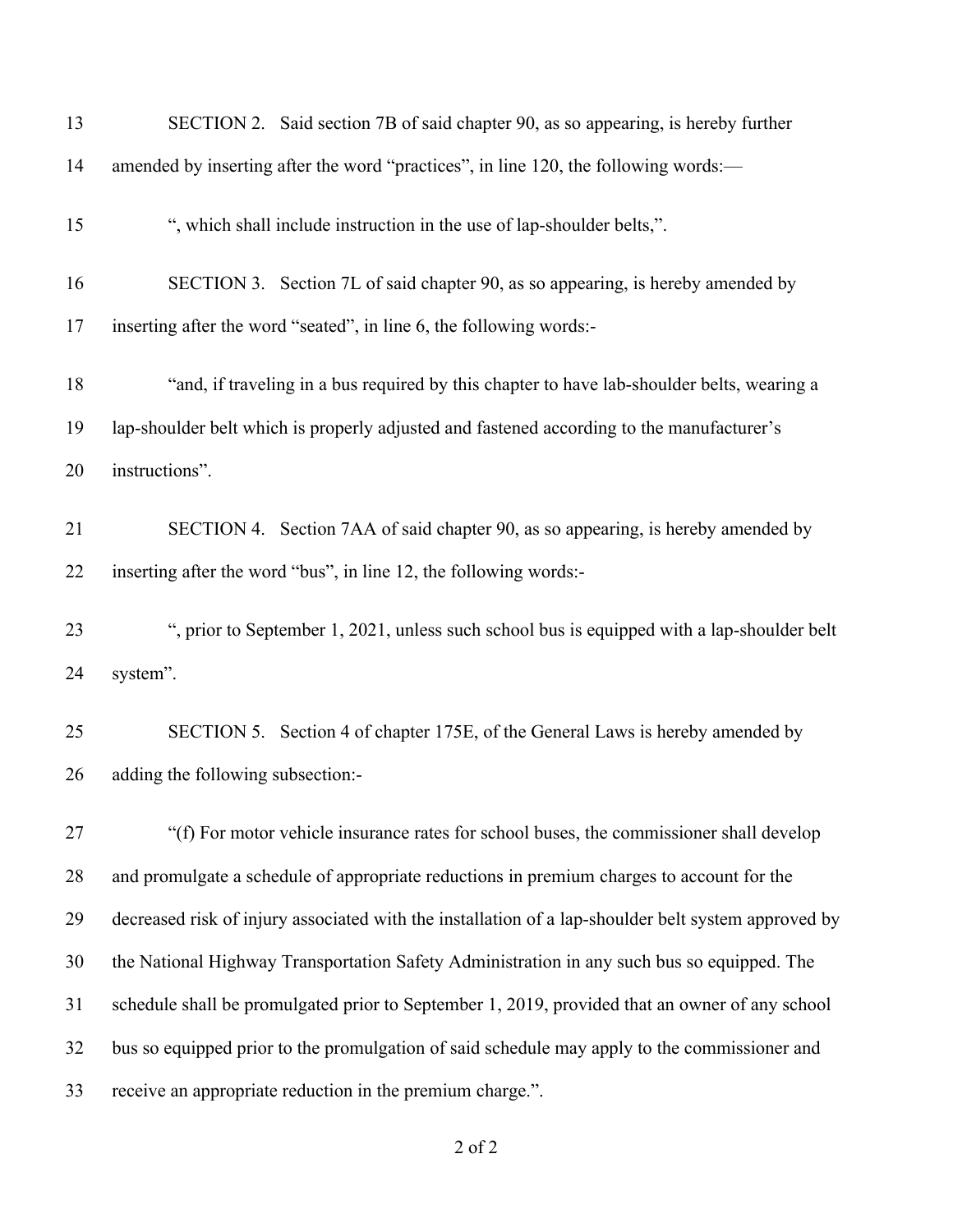SECTION 2. Said section 7B of said chapter 90, as so appearing, is hereby further amended by inserting after the word "practices", in line 120, the following words:—

", which shall include instruction in the use of lap-shoulder belts,".

SECTION 3. Section 7L of said chapter 90, as so appearing, is hereby amended by inserting after the word "seated", in line 6, the following words:-

"and, if traveling in a bus required by this chapter to have lab-shoulder belts, wearing a lap-shoulder belt which is properly adjusted and fastened according to the manufacturer's instructions".

SECTION 4. Section 7AA of said chapter 90, as so appearing, is hereby amended by inserting after the word "bus", in line 12, the following words:-

", prior to September 1, 2021, unless such school bus is equipped with a lap-shoulder belt system".

SECTION 5. Section 4 of chapter 175E, of the General Laws is hereby amended by adding the following subsection:-

"(f) For motor vehicle insurance rates for school buses, the commissioner shall develop and promulgate a schedule of appropriate reductions in premium charges to account for the decreased risk of injury associated with the installation of a lap-shoulder belt system approved by the National Highway Transportation Safety Administration in any such bus so equipped. The schedule shall be promulgated prior to September 1, 2019, provided that an owner of any school bus so equipped prior to the promulgation of said schedule may apply to the commissioner and receive an appropriate reduction in the premium charge.".